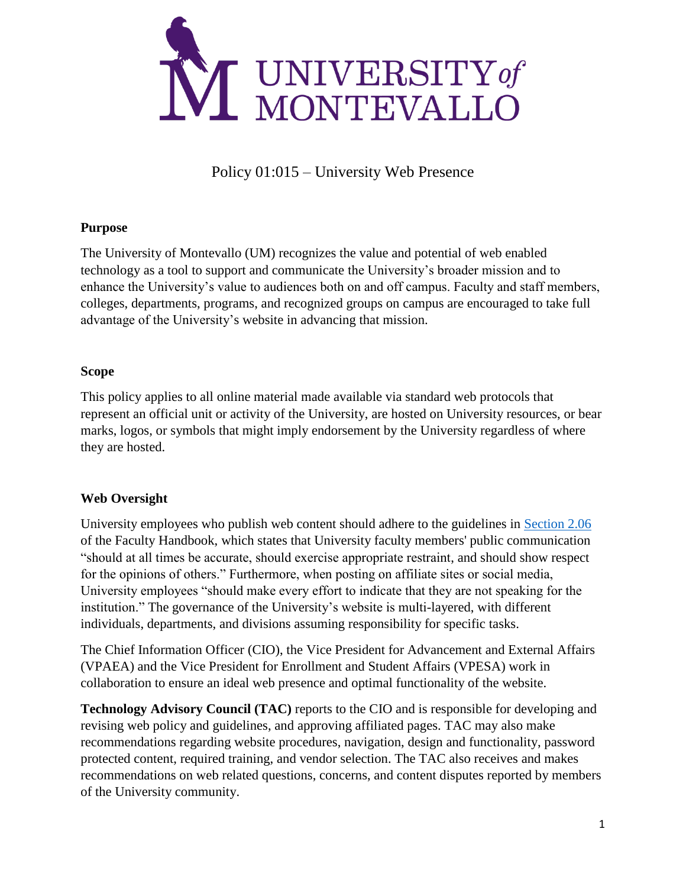UNIVERSITY *of* MONTEVALLO

# Policy 01:015 – University Web Presence

## Purpose

The University of Montevallo (UM) recognizes the value and potential of web enabled technology as a tool to support and communicate the University's broader mission and to enhance the University's value to audiences both on and off campus. Faculty and staff members, colleges, departments, programs, and recognized groups on campus are encouraged to take full advantage of the University's website in advancing that mission.

## Scope

This policy applies to all online material made available via standard web protocols that represent an official unit or activity of the University, are hosted on University resources, or bear marks, logos, or symbols that might imply endorsement by the University regardless of where they are hosted.

## Web Oversight

University employees who publish web content should adhere to the guidelines in [Section 2.06](#) of the Faculty Handbook, which states that University faculty members' public communication "should at all times be accurate, should exercise appropriate restraint, and should show respect for the opinions of others." Furthermore, when posting on affiliate sites or social media, University employees "should make every effort to indicate that they are not speaking for the institution." The governance of the University's website is multi-layered, with different individuals, departments, and divisions assuming responsibility for specific tasks.

The Chief Information Officer (CIO), the Vice President for Advancement and External Affairs (VPAEA) and the Vice President for Enrollment and Student Affairs (VPESA) work in collaboration to ensure an ideal web presence and optimal functionality of the website.

**Technology Advisory Council (TAC)** reports to the CIO and is responsible for developing and revising web policy and guidelines, and approving affiliated pages. TAC may also make recommendations regarding website procedures, navigation, design and functionality, password protected content, required training, and vendor selection. The TAC also receives and makes recommendations on web related questions, concerns, and content disputes reported by members of the University community.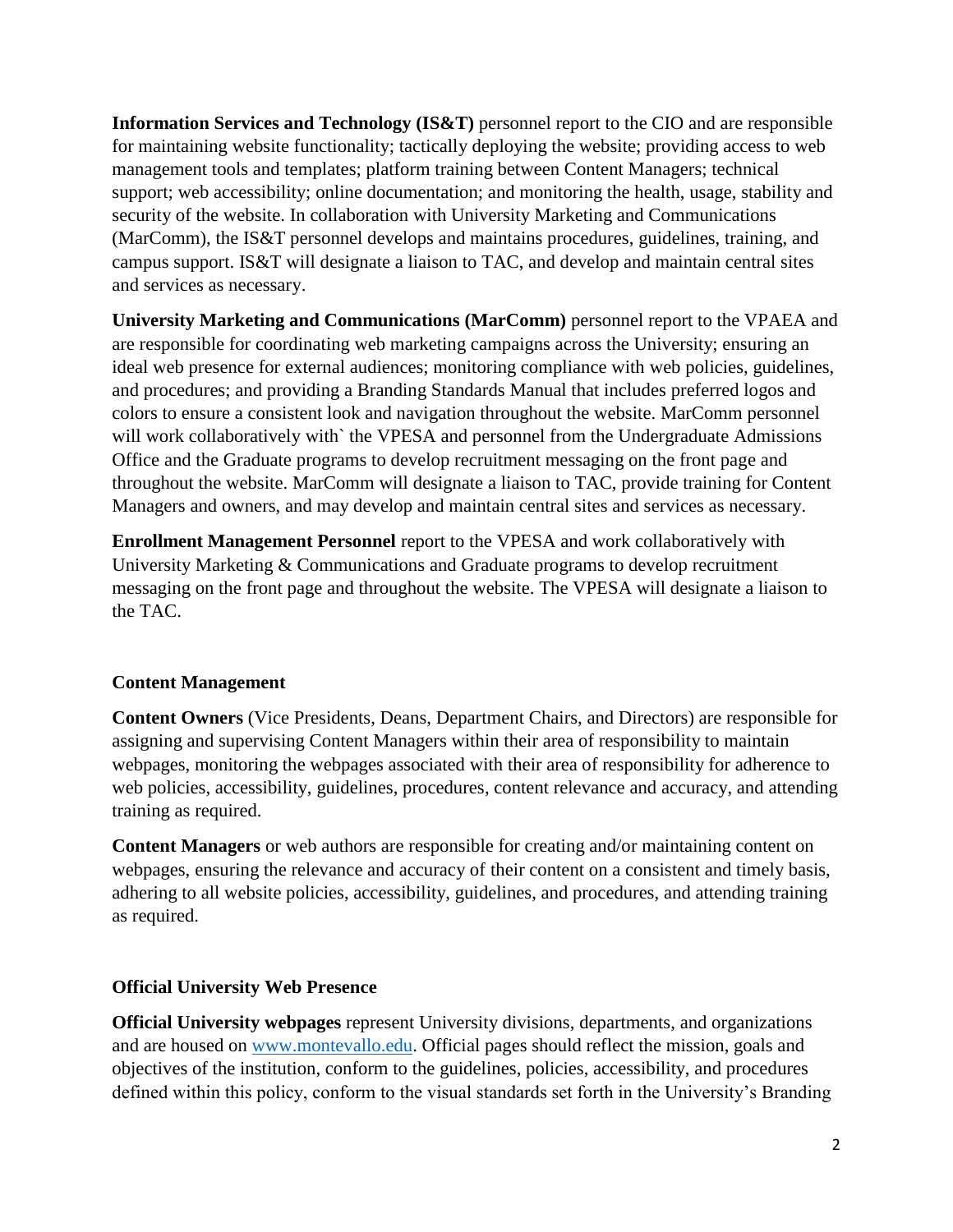**Information Services and Technology (IS&T)** personnel report to the CIO and are responsible for maintaining website functionality; tactically deploying the website; providing access to web management tools and templates; platform training between Content Managers; technical support; web accessibility; online documentation; and monitoring the health, usage, stability and security of the website. In collaboration with University Marketing and Communications (MarComm), the IS&T personnel develops and maintains procedures, guidelines, training, and campus support. IS&T will designate a liaison to TAC, and develop and maintain central sites and services as necessary.

**University Marketing and Communications (MarComm)** personnel report to the VPAEA and are responsible for coordinating web marketing campaigns across the University; ensuring an ideal web presence for external audiences; monitoring compliance with web policies, guidelines, and procedures; and providing a Branding Standards Manual that includes preferred logos and colors to ensure a consistent look and navigation throughout the website. MarComm personnel will work collaboratively with` the VPESA and personnel from the Undergraduate Admissions Office and the Graduate programs to develop recruitment messaging on the front page and throughout the website. MarComm will designate a liaison to TAC, provide training for Content Managers and owners, and may develop and maintain central sites and services as necessary.

**Enrollment Management Personnel** report to the VPESA and work collaboratively with University Marketing & Communications and Graduate programs to develop recruitment messaging on the front page and throughout the website. The VPESA will designate a liaison to the TAC.

### Content Management

**Content Owners** (Vice Presidents, Deans, Department Chairs, and Directors) are responsible for assigning and supervising Content Managers within their area of responsibility to maintain webpages, monitoring the webpages associated with their area of responsibility for adherence to web policies, accessibility, guidelines, procedures, content relevance and accuracy, and attending training as required.

**Content Managers** or web authors are responsible for creating and/or maintaining content on webpages, ensuring the relevance and accuracy of their content on a consistent and timely basis, adhering to all website policies, accessibility, guidelines, and procedures, and attending training as required.

### Official University Web Presence

**Official University webpages** represent University divisions, departments, and organizations and are housed on [www.montevallo.edu](http://www.montevallo.edu). Official pages should reflect the mission, goals and objectives of the institution, conform to the guidelines, policies, accessibility, and procedures defined within this policy, conform to the visual standards set forth in the University's Branding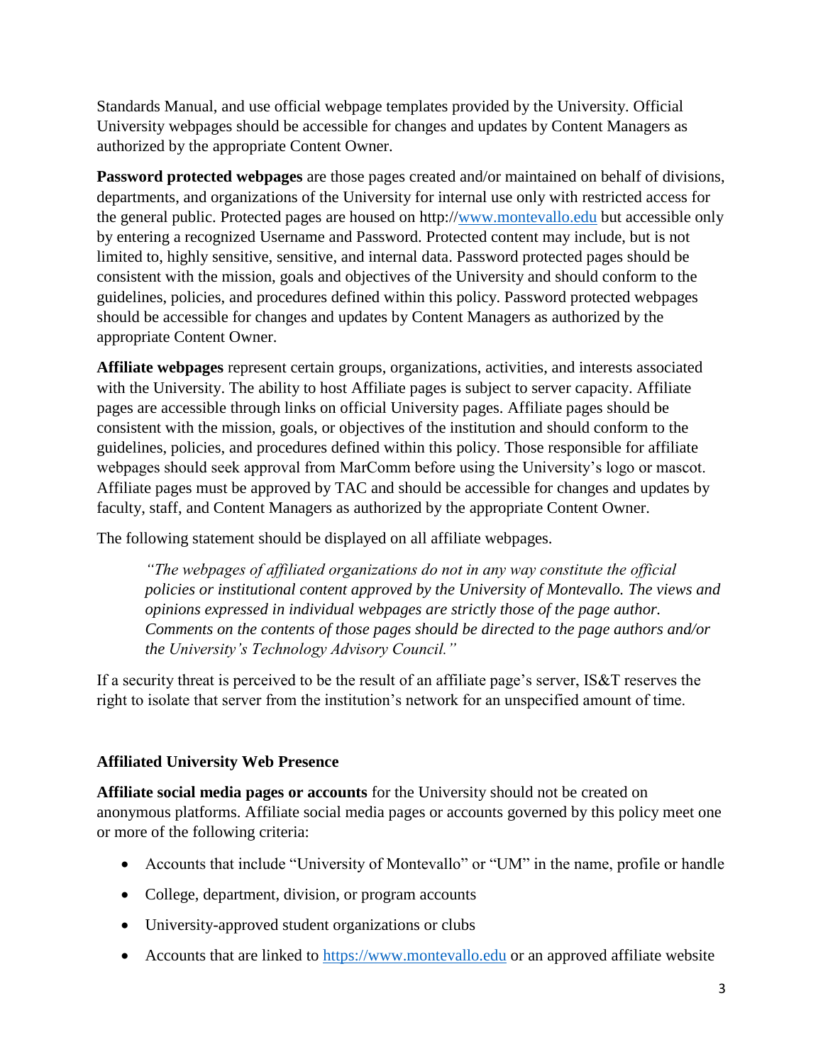Standards Manual, and use official webpage templates provided by the University. Official University webpages should be accessible for changes and updates by Content Managers as authorized by the appropriate Content Owner.

**Password protected webpages** are those pages created and/or maintained on behalf of divisions, departments, and organizations of the University for internal use only with restricted access for the general public. Protected pages are housed on http://www.montevallo.edu but accessible only by entering a recognized Username and Password. Protected content may include, but is not limited to, highly sensitive, sensitive, and internal data. Password protected pages should be consistent with the mission, goals and objectives of the University and should conform to the guidelines, policies, and procedures defined within this policy. Password protected webpages should be accessible for changes and updates by Content Managers as authorized by the appropriate Content Owner.

**Affiliate webpages** represent certain groups, organizations, activities, and interests associated with the University. The ability to host Affiliate pages is subject to server capacity. Affiliate pages are accessible through links on official University pages. Affiliate pages should be consistent with the mission, goals, or objectives of the institution and should conform to the guidelines, policies, and procedures defined within this policy. Those responsible for affiliate webpages should seek approval from MarComm before using the University's logo or mascot. Affiliate pages must be approved by TAC and should be accessible for changes and updates by faculty, staff, and Content Managers as authorized by the appropriate Content Owner.

The following statement should be displayed on all affiliate webpages.

> *"The webpages of affiliated organizations do not in any way constitute the official policies or institutional content approved by the University of Montevallo. The views and opinions expressed in individual webpages are strictly those of the page author. Comments on the contents of those pages should be directed to the page authors and/or the University's Technology Advisory Council."*

If a security threat is perceived to be the result of an affiliate page's server, IS&T reserves the right to isolate that server from the institution's network for an unspecified amount of time.

**Affiliated University Web Presence**

**Affiliate social media pages or accounts** for the University should not be created on anonymous platforms. Affiliate social media pages or accounts governed by this policy meet one or more of the following criteria:

- Accounts that include "University of Montevallo" or "UM" in the name, profile or handle
- College, department, division, or program accounts
- University-approved student organizations or clubs
- Accounts that are linked to https://www.montevallo.edu or an approved affiliate website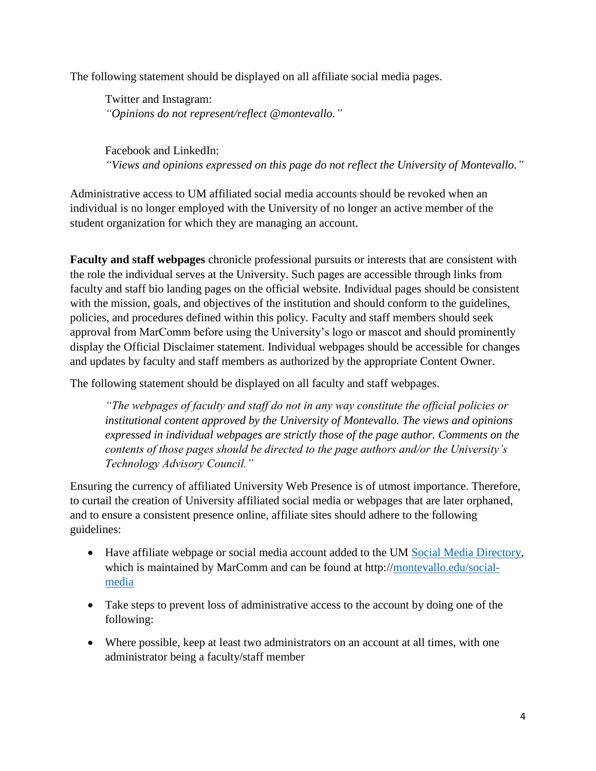The following statement should be displayed on all affiliate social media pages.

> Twitter and Instagram:
> *"Opinions do not represent/reflect @montevallo."*
>
> Facebook and LinkedIn:
> *"Views and opinions expressed on this page do not reflect the University of Montevallo."*

Administrative access to UM affiliated social media accounts should be revoked when an individual is no longer employed with the University of no longer an active member of the student organization for which they are managing an account.

**Faculty and staff webpages** chronicle professional pursuits or interests that are consistent with the role the individual serves at the University. Such pages are accessible through links from faculty and staff bio landing pages on the official website. Individual pages should be consistent with the mission, goals, and objectives of the institution and should conform to the guidelines, policies, and procedures defined within this policy. Faculty and staff members should seek approval from MarComm before using the University's logo or mascot and should prominently display the Official Disclaimer statement. Individual webpages should be accessible for changes and updates by faculty and staff members as authorized by the appropriate Content Owner.

The following statement should be displayed on all faculty and staff webpages.

> *"The webpages of faculty and staff do not in any way constitute the official policies or institutional content approved by the University of Montevallo. The views and opinions expressed in individual webpages are strictly those of the page author. Comments on the contents of those pages should be directed to the page authors and/or the University's Technology Advisory Council."*

Ensuring the currency of affiliated University Web Presence is of utmost importance. Therefore, to curtail the creation of University affiliated social media or webpages that are later orphaned, and to ensure a consistent presence online, affiliate sites should adhere to the following guidelines:

- Have affiliate webpage or social media account added to the UM Social Media Directory, which is maintained by MarComm and can be found at http://montevallo.edu/social-media
- Take steps to prevent loss of administrative access to the account by doing one of the following:
- Where possible, keep at least two administrators on an account at all times, with one administrator being a faculty/staff member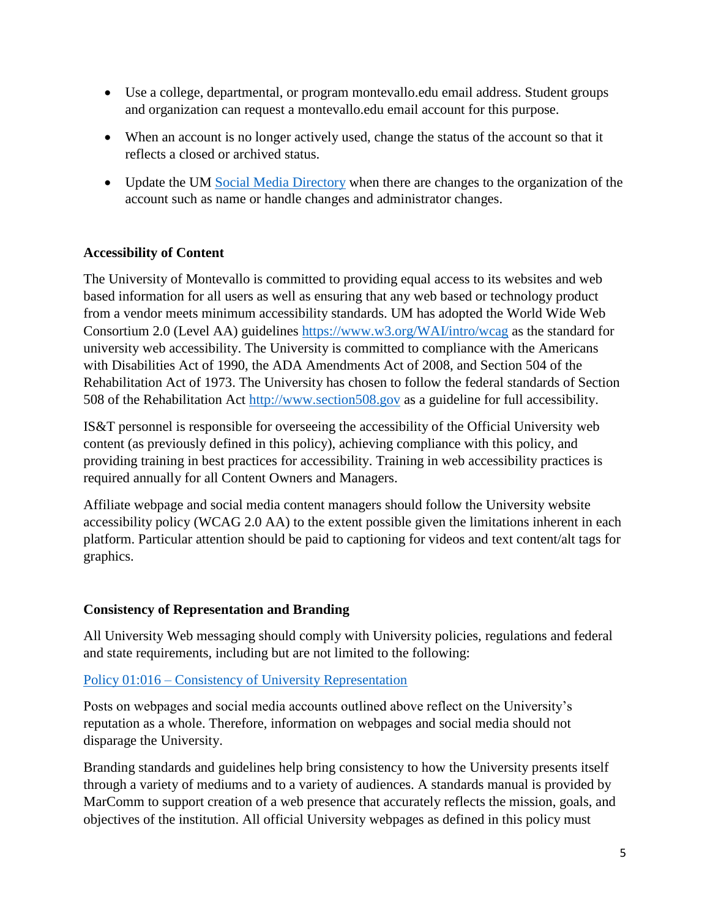- Use a college, departmental, or program montevallo.edu email address. Student groups and organization can request a montevallo.edu email account for this purpose.
- When an account is no longer actively used, change the status of the account so that it reflects a closed or archived status.
- Update the UM [Social Media Directory](#) when there are changes to the organization of the account such as name or handle changes and administrator changes.

### Accessibility of Content

The University of Montevallo is committed to providing equal access to its websites and web based information for all users as well as ensuring that any web based or technology product from a vendor meets minimum accessibility standards. UM has adopted the World Wide Web Consortium 2.0 (Level AA) guidelines https://www.w3.org/WAI/intro/wcag as the standard for university web accessibility. The University is committed to compliance with the Americans with Disabilities Act of 1990, the ADA Amendments Act of 2008, and Section 504 of the Rehabilitation Act of 1973. The University has chosen to follow the federal standards of Section 508 of the Rehabilitation Act http://www.section508.gov as a guideline for full accessibility.

IS&T personnel is responsible for overseeing the accessibility of the Official University web content (as previously defined in this policy), achieving compliance with this policy, and providing training in best practices for accessibility. Training in web accessibility practices is required annually for all Content Owners and Managers.

Affiliate webpage and social media content managers should follow the University website accessibility policy (WCAG 2.0 AA) to the extent possible given the limitations inherent in each platform. Particular attention should be paid to captioning for videos and text content/alt tags for graphics.

### Consistency of Representation and Branding

All University Web messaging should comply with University policies, regulations and federal and state requirements, including but are not limited to the following:

[Policy 01:016 – Consistency of University Representation](#)

Posts on webpages and social media accounts outlined above reflect on the University's reputation as a whole. Therefore, information on webpages and social media should not disparage the University.

Branding standards and guidelines help bring consistency to how the University presents itself through a variety of mediums and to a variety of audiences. A standards manual is provided by MarComm to support creation of a web presence that accurately reflects the mission, goals, and objectives of the institution. All official University webpages as defined in this policy must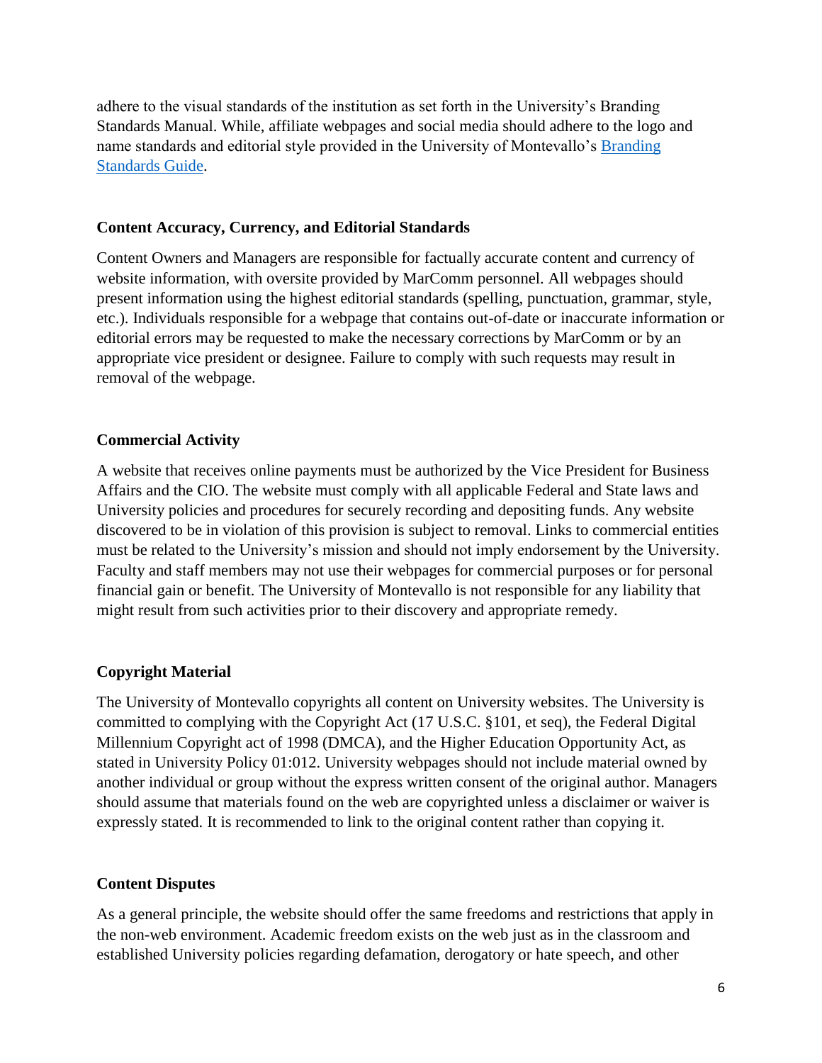adhere to the visual standards of the institution as set forth in the University's Branding Standards Manual. While, affiliate webpages and social media should adhere to the logo and name standards and editorial style provided in the University of Montevallo's [Branding Standards Guide](#).

**Content Accuracy, Currency, and Editorial Standards**

Content Owners and Managers are responsible for factually accurate content and currency of website information, with oversite provided by MarComm personnel. All webpages should present information using the highest editorial standards (spelling, punctuation, grammar, style, etc.). Individuals responsible for a webpage that contains out-of-date or inaccurate information or editorial errors may be requested to make the necessary corrections by MarComm or by an appropriate vice president or designee. Failure to comply with such requests may result in removal of the webpage.

**Commercial Activity**

A website that receives online payments must be authorized by the Vice President for Business Affairs and the CIO. The website must comply with all applicable Federal and State laws and University policies and procedures for securely recording and depositing funds. Any website discovered to be in violation of this provision is subject to removal. Links to commercial entities must be related to the University's mission and should not imply endorsement by the University. Faculty and staff members may not use their webpages for commercial purposes or for personal financial gain or benefit. The University of Montevallo is not responsible for any liability that might result from such activities prior to their discovery and appropriate remedy.

**Copyright Material**

The University of Montevallo copyrights all content on University websites. The University is committed to complying with the Copyright Act (17 U.S.C. §101, et seq), the Federal Digital Millennium Copyright act of 1998 (DMCA), and the Higher Education Opportunity Act, as stated in University Policy 01:012. University webpages should not include material owned by another individual or group without the express written consent of the original author. Managers should assume that materials found on the web are copyrighted unless a disclaimer or waiver is expressly stated. It is recommended to link to the original content rather than copying it.

**Content Disputes**

As a general principle, the website should offer the same freedoms and restrictions that apply in the non-web environment. Academic freedom exists on the web just as in the classroom and established University policies regarding defamation, derogatory or hate speech, and other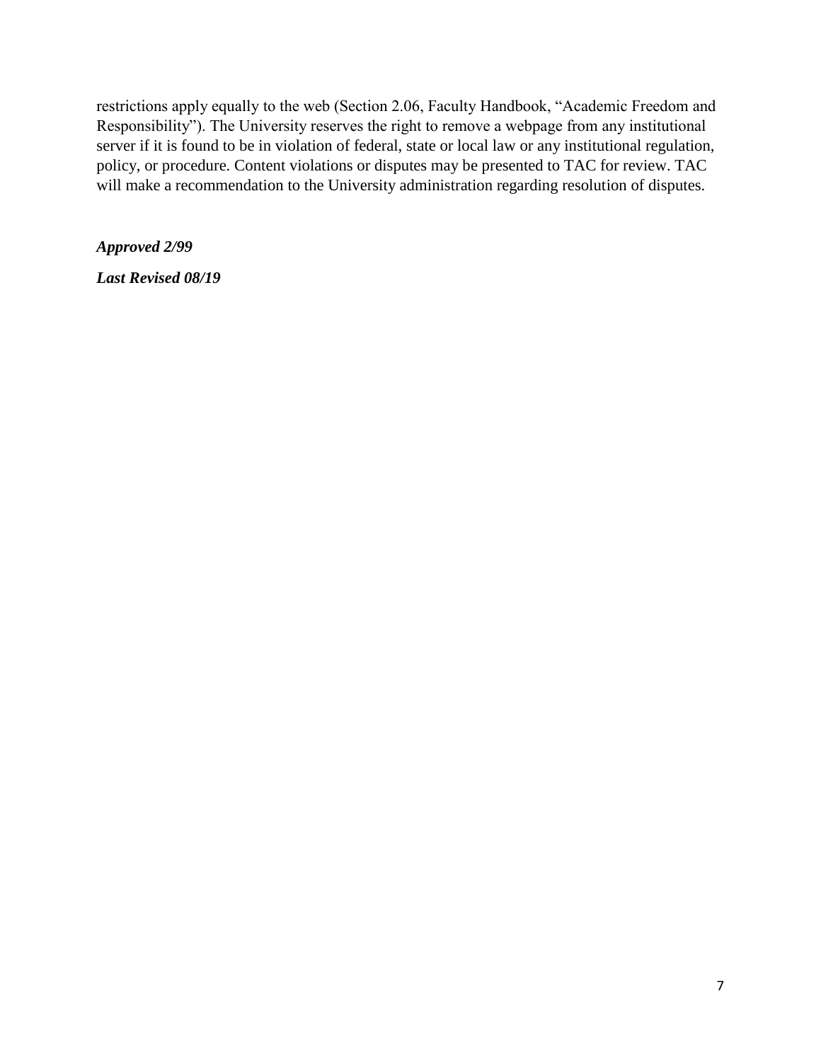restrictions apply equally to the web (Section 2.06, Faculty Handbook, "Academic Freedom and Responsibility"). The University reserves the right to remove a webpage from any institutional server if it is found to be in violation of federal, state or local law or any institutional regulation, policy, or procedure. Content violations or disputes may be presented to TAC for review. TAC will make a recommendation to the University administration regarding resolution of disputes.

***Approved 2/99***

***Last Revised 08/19***